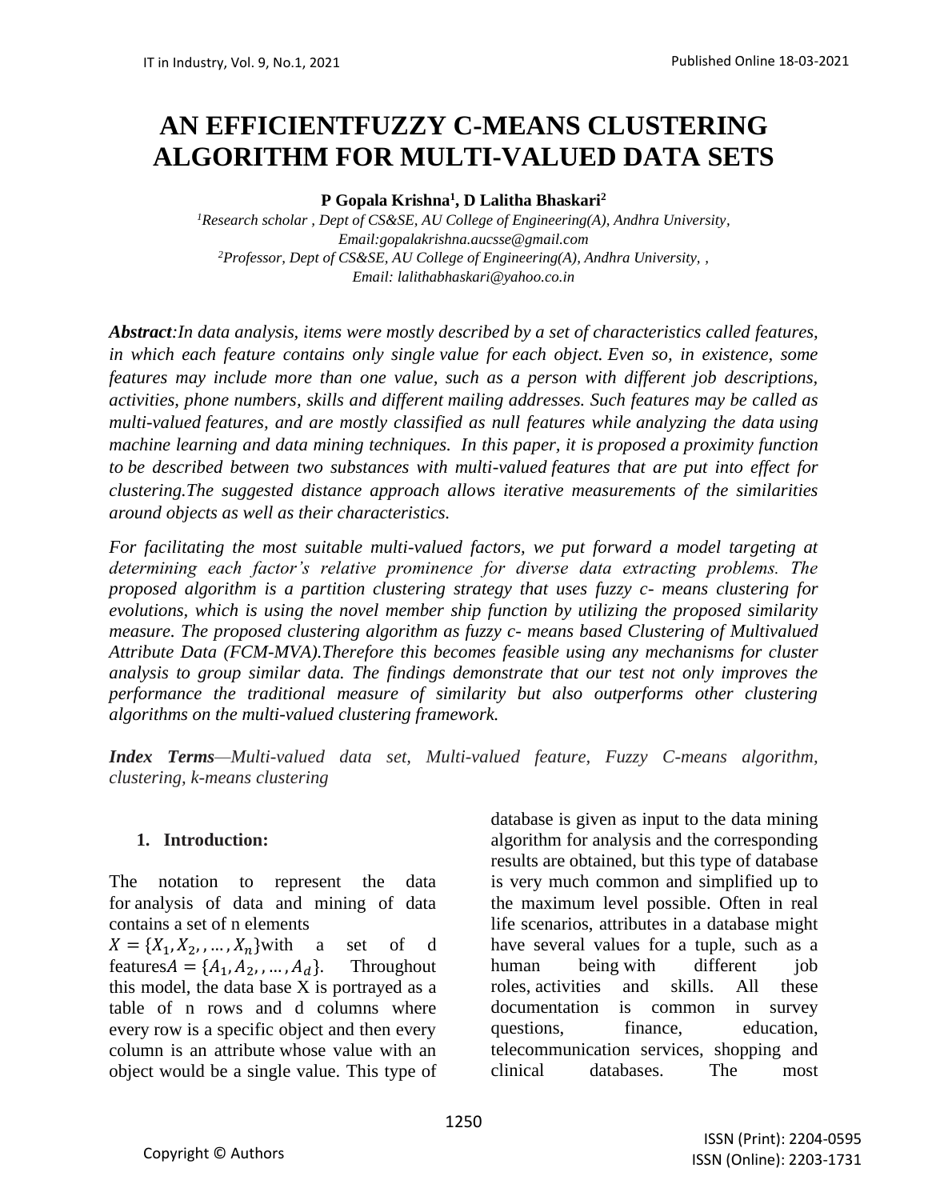# AN EFFICIENTFUZZY C-MEANS CLUSTERING ALGORITHM FOR MULTI-VALUED DATA SETS

**P Gopala Krishna[1], D Lalitha Bhaskari[2]**

*[1]Research scholar , Dept of CS&SE, AU College of Engineering(A), Andhra University, Email:gopalakrishna.aucsse@gmail.com*

*[2]Professor, Dept of CS&SE, AU College of Engineering(A), Andhra University, , Email: lalithabhaskari@yahoo.co.in*

***Abstract**:In data analysis, items were mostly described by a set of characteristics called features, in which each feature contains only single value for each object. Even so, in existence, some features may include more than one value, such as a person with different job descriptions, activities, phone numbers, skills and different mailing addresses. Such features may be called as multi-valued features, and are mostly classified as null features while analyzing the data using machine learning and data mining techniques. In this paper, it is proposed a proximity function to be described between two substances with multi-valued features that are put into effect for clustering.The suggested distance approach allows iterative measurements of the similarities around objects as well as their characteristics.*

*For facilitating the most suitable multi-valued factors, we put forward a model targeting at determining each factor's relative prominence for diverse data extracting problems. The proposed algorithm is a partition clustering strategy that uses fuzzy c- means clustering for evolutions, which is using the novel member ship function by utilizing the proposed similarity measure. The proposed clustering algorithm as fuzzy c- means based Clustering of Multivalued Attribute Data (FCM-MVA).Therefore this becomes feasible using any mechanisms for cluster analysis to group similar data. The findings demonstrate that our test not only improves the performance the traditional measure of similarity but also outperforms other clustering algorithms on the multi-valued clustering framework.*

***Index Terms**—Multi-valued data set, Multi-valued feature, Fuzzy C-means algorithm, clustering, k-means clustering*

## 1. Introduction:

The notation to represent the data for analysis of data and mining of data contains a set of n elements $X = \{X_1, X_2, , \dots, X_n\}$with a set of d features$A = \{A_1, A_2, , \dots, A_d\}$. Throughout this model, the data base X is portrayed as a table of n rows and d columns where every row is a specific object and then every column is an attribute whose value with an object would be a single value. This type of database is given as input to the data mining algorithm for analysis and the corresponding results are obtained, but this type of database is very much common and simplified up to the maximum level possible. Often in real life scenarios, attributes in a database might have several values for a tuple, such as a human being with different job roles, activities and skills. All these documentation is common in survey questions, finance, education, telecommunication services, shopping and clinical databases. The most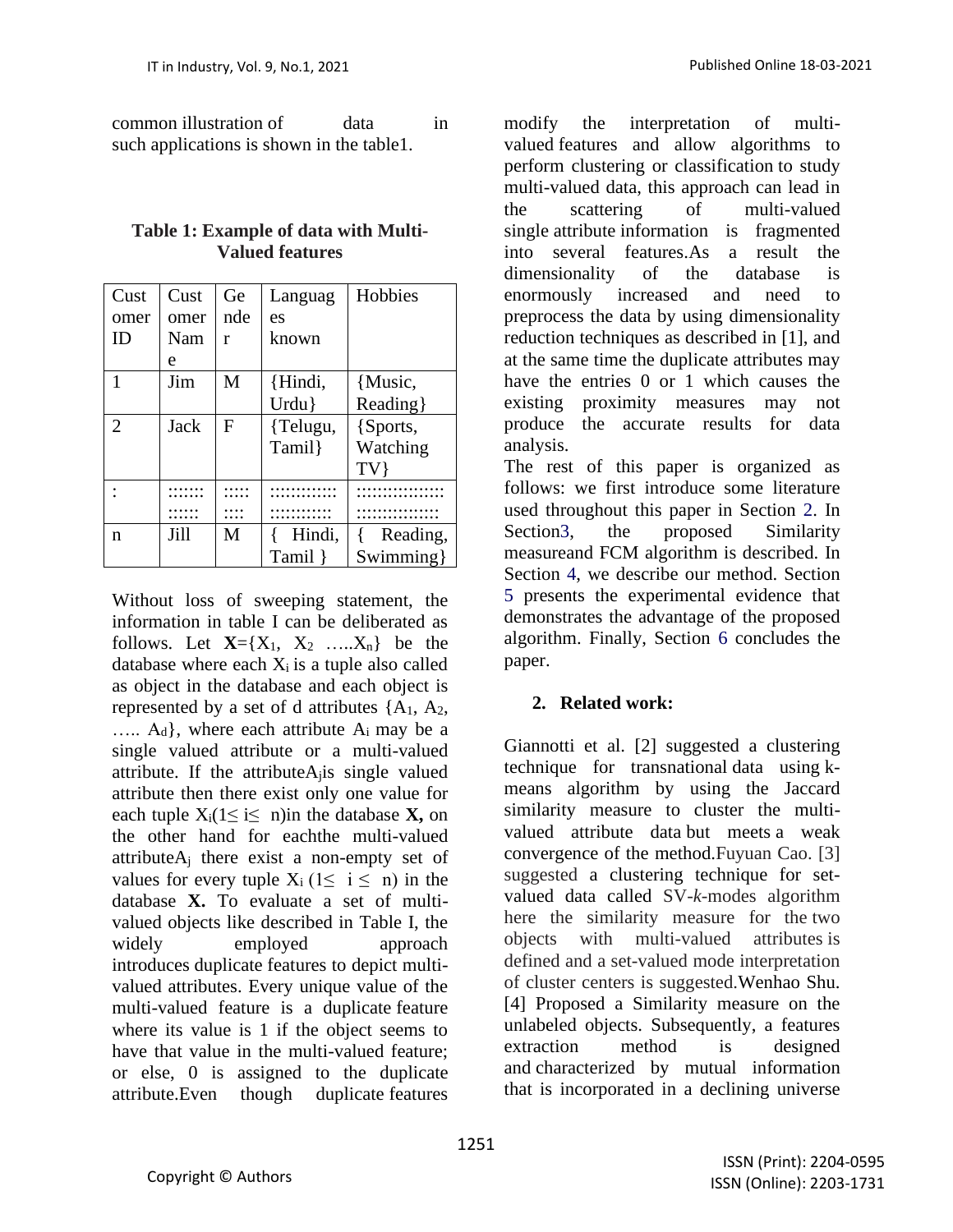common illustration of data in such applications is shown in the table1.

**Table 1: Example of data with Multi-Valued features**

| Customer ID | Customer Name | Gender | Languages known | Hobbies |
|---|---|---|---|---|
| 1 | Jim | M | {Hindi, Urdu} | {Music, Reading} |
| 2 | Jack | F | {Telugu, Tamil} | {Sports, Watching TV} |
| : | ::::::::::::: | :::::::::: | :::::::::::::::::::::::: | :::::::::::::::::::::::::::::::: |
| n | Jill | M | { Hindi, Tamil } | { Reading, Swimming} |

Without loss of sweeping statement, the information in table I can be deliberated as follows. Let $\mathbf{X}=\{X_1, X_2 \ldots X_n\}$ be the database where each $X_i$ is a tuple also called as object in the database and each object is represented by a set of d attributes $\{A_1, A_2, \ldots A_d\}$, where each attribute $A_i$ may be a single valued attribute or a multi-valued attribute. If the attribute$A_j$is single valued attribute then there exist only one value for each tuple $X_i(1\leq i\leq n)$in the database **X,** on the other hand for eachthe multi-valued attribute$A_j$ there exist a non-empty set of values for every tuple $X_i$ $(1\leq i \leq n)$ in the database **X.** To evaluate a set of multi-valued objects like described in Table I, the widely employed approach introduces duplicate features to depict multi-valued attributes. Every unique value of the multi-valued feature is a duplicate feature where its value is 1 if the object seems to have that value in the multi-valued feature; or else, 0 is assigned to the duplicate attribute.Even though duplicate features modify the interpretation of multi-valued features and allow algorithms to perform clustering or classification to study multi-valued data, this approach can lead in the scattering of multi-valued single attribute information is fragmented into several features.As a result the dimensionality of the database is enormously increased and need to preprocess the data by using dimensionality reduction techniques as described in [1], and at the same time the duplicate attributes may have the entries 0 or 1 which causes the existing proximity measures may not produce the accurate results for data analysis.

The rest of this paper is organized as follows: we first introduce some literature used throughout this paper in Section 2. In Section3, the proposed Similarity measureand FCM algorithm is described. In Section 4, we describe our method. Section 5 presents the experimental evidence that demonstrates the advantage of the proposed algorithm. Finally, Section 6 concludes the paper.

## 2. Related work:

Giannotti et al. [2] suggested a clustering technique for transnational data using k-means algorithm by using the Jaccard similarity measure to cluster the multi-valued attribute data but meets a weak convergence of the method.Fuyuan Cao. [3] suggested a clustering technique for set-valued data called SV-*k*-modes algorithm here the similarity measure for the two objects with multi-valued attributes is defined and a set-valued mode interpretation of cluster centers is suggested.Wenhao Shu. [4] Proposed a Similarity measure on the unlabeled objects. Subsequently, a features extraction method is designed and characterized by mutual information that is incorporated in a declining universe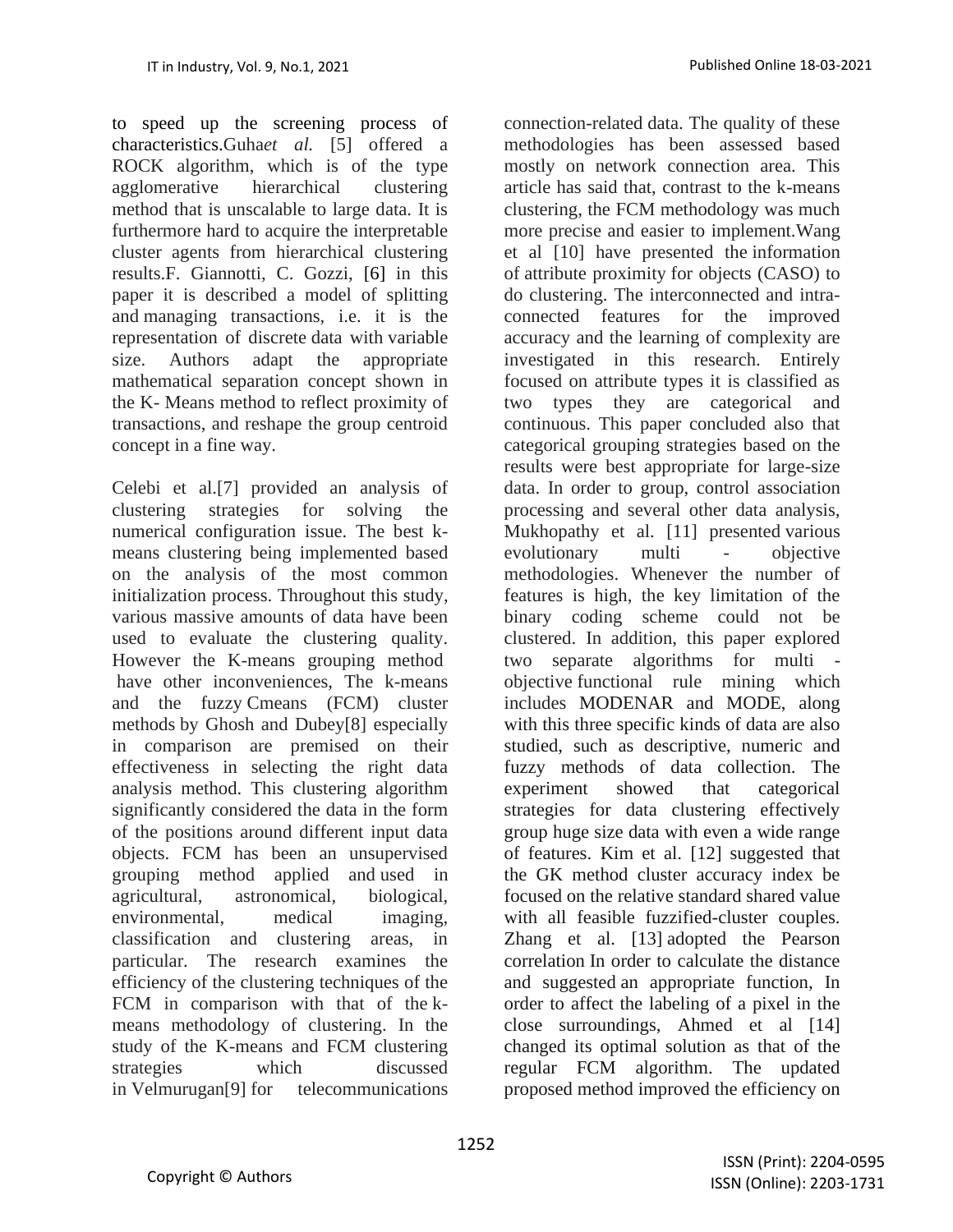to speed up the screening process of characteristics.Guha*et al.* [5] offered a ROCK algorithm, which is of the type agglomerative hierarchical clustering method that is unscalable to large data. It is furthermore hard to acquire the interpretable cluster agents from hierarchical clustering results.F. Giannotti, C. Gozzi, [6] in this paper it is described a model of splitting and managing transactions, i.e. it is the representation of discrete data with variable size. Authors adapt the appropriate mathematical separation concept shown in the K- Means method to reflect proximity of transactions, and reshape the group centroid concept in a fine way.

Celebi et al.[7] provided an analysis of clustering strategies for solving the numerical configuration issue. The best k-means clustering being implemented based on the analysis of the most common initialization process. Throughout this study, various massive amounts of data have been used to evaluate the clustering quality. However the K-means grouping method have other inconveniences, The k-means and the fuzzy Cmeans (FCM) cluster methods by Ghosh and Dubey[8] especially in comparison are premised on their effectiveness in selecting the right data analysis method. This clustering algorithm significantly considered the data in the form of the positions around different input data objects. FCM has been an unsupervised grouping method applied and used in agricultural, astronomical, biological, environmental, medical imaging, classification and clustering areas, in particular. The research examines the efficiency of the clustering techniques of the FCM in comparison with that of the k-means methodology of clustering. In the study of the K-means and FCM clustering strategies which discussed in Velmurugan[9] for telecommunications connection-related data. The quality of these methodologies has been assessed based mostly on network connection area. This article has said that, contrast to the k-means clustering, the FCM methodology was much more precise and easier to implement.Wang et al [10] have presented the information of attribute proximity for objects (CASO) to do clustering. The interconnected and intra-connected features for the improved accuracy and the learning of complexity are investigated in this research. Entirely focused on attribute types it is classified as two types they are categorical and continuous. This paper concluded also that categorical grouping strategies based on the results were best appropriate for large-size data. In order to group, control association processing and several other data analysis, Mukhopathy et al. [11] presented various evolutionary multi - objective methodologies. Whenever the number of features is high, the key limitation of the binary coding scheme could not be clustered. In addition, this paper explored two separate algorithms for multi - objective functional rule mining which includes MODENAR and MODE, along with this three specific kinds of data are also studied, such as descriptive, numeric and fuzzy methods of data collection. The experiment showed that categorical strategies for data clustering effectively group huge size data with even a wide range of features. Kim et al. [12] suggested that the GK method cluster accuracy index be focused on the relative standard shared value with all feasible fuzzified-cluster couples. Zhang et al. [13] adopted the Pearson correlation In order to calculate the distance and suggested an appropriate function, In order to affect the labeling of a pixel in the close surroundings, Ahmed et al [14] changed its optimal solution as that of the regular FCM algorithm. The updated proposed method improved the efficiency on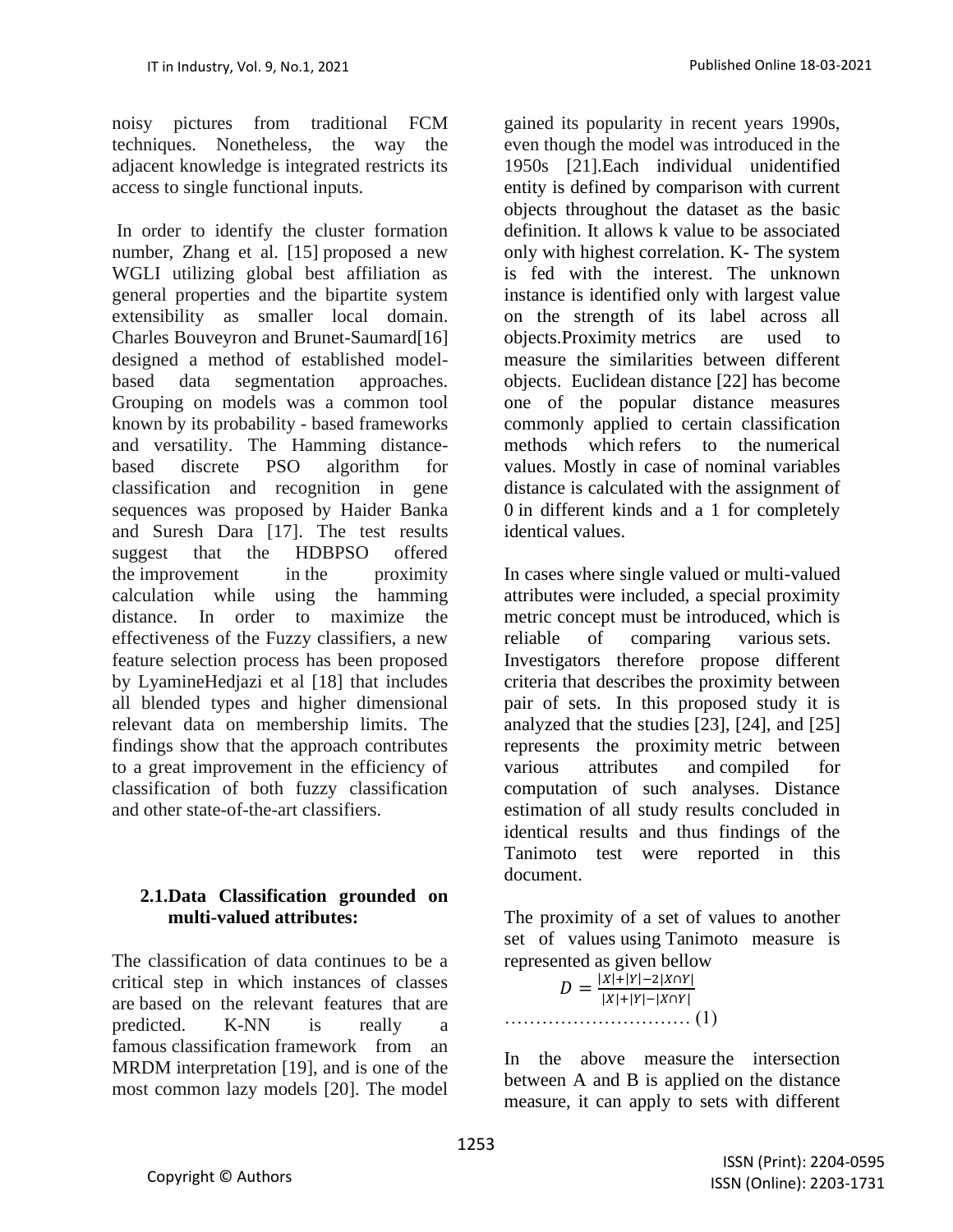noisy pictures from traditional FCM techniques. Nonetheless, the way the adjacent knowledge is integrated restricts its access to single functional inputs.

In order to identify the cluster formation number, Zhang et al. [15] proposed a new WGLI utilizing global best affiliation as general properties and the bipartite system extensibility as smaller local domain. Charles Bouveyron and Brunet-Saumard[16] designed a method of established model-based data segmentation approaches. Grouping on models was a common tool known by its probability - based frameworks and versatility. The Hamming distance-based discrete PSO algorithm for classification and recognition in gene sequences was proposed by Haider Banka and Suresh Dara [17]. The test results suggest that the HDBPSO offered the improvement in the proximity calculation while using the hamming distance. In order to maximize the effectiveness of the Fuzzy classifiers, a new feature selection process has been proposed by LyamineHedjazi et al [18] that includes all blended types and higher dimensional relevant data on membership limits. The findings show that the approach contributes to a great improvement in the efficiency of classification of both fuzzy classification and other state-of-the-art classifiers.

### 2.1. Data Classification grounded on multi-valued attributes:

The classification of data continues to be a critical step in which instances of classes are based on the relevant features that are predicted. K-NN is really a famous classification framework from an MRDM interpretation [19], and is one of the most common lazy models [20]. The model gained its popularity in recent years 1990s, even though the model was introduced in the 1950s [21].Each individual unidentified entity is defined by comparison with current objects throughout the dataset as the basic definition. It allows k value to be associated only with highest correlation. K- The system is fed with the interest. The unknown instance is identified only with largest value on the strength of its label across all objects.Proximity metrics are used to measure the similarities between different objects. Euclidean distance [22] has become one of the popular distance measures commonly applied to certain classification methods which refers to the numerical values. Mostly in case of nominal variables distance is calculated with the assignment of 0 in different kinds and a 1 for completely identical values.

In cases where single valued or multi-valued attributes were included, a special proximity metric concept must be introduced, which is reliable of comparing various sets. Investigators therefore propose different criteria that describes the proximity between pair of sets. In this proposed study it is analyzed that the studies [23], [24], and [25] represents the proximity metric between various attributes and compiled for computation of such analyses. Distance estimation of all study results concluded in identical results and thus findings of the Tanimoto test were reported in this document.

The proximity of a set of values to another set of values using Tanimoto measure is represented as given bellow

$$D = \frac{|X|+|Y|-2|X \cap Y|}{|X|+|Y|-|X \cap Y|} \quad \ldots\ldots\ldots\ldots\ldots\ldots\ldots\ldots\ldots\ldots \text{(1)}$$

In the above measure the intersection between A and B is applied on the distance measure, it can apply to sets with different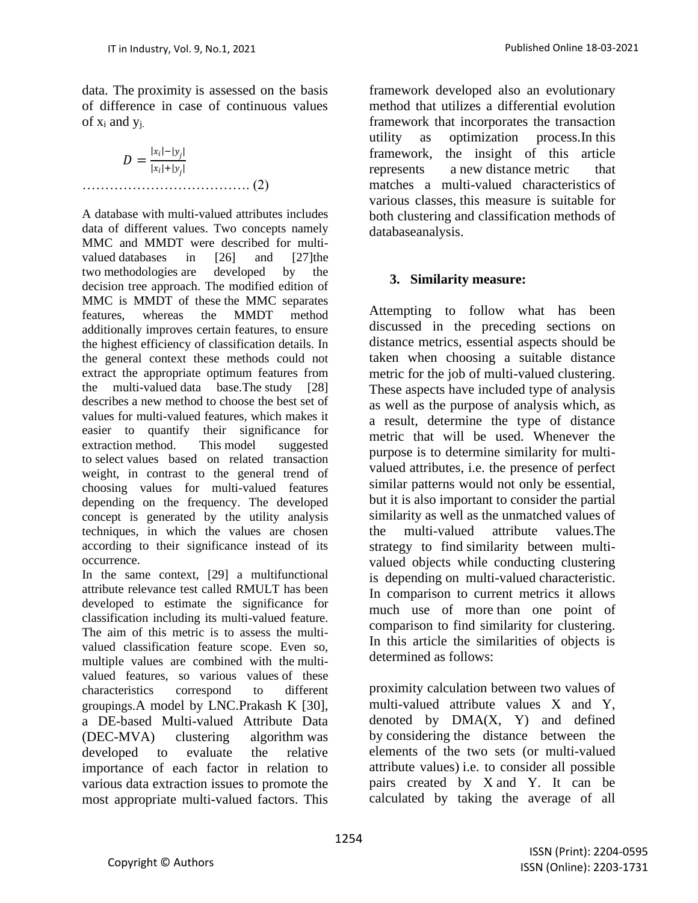data. The proximity is assessed on the basis of difference in case of continuous values of $x_i$ and $y_j$.

$$D = \frac{|x_i| - |y_j|}{|x_i| + |y_j|} \quad \ldots\ldots\ldots\ldots\ldots\ldots\ldots\ldots\ldots\ldots\ldots (2)$$

A database with multi-valued attributes includes data of different values. Two concepts namely MMC and MMDT were described for multi-valued databases in [26] and [27]the two methodologies are developed by the decision tree approach. The modified edition of MMC is MMDT of these the MMC separates features, whereas the MMDT method additionally improves certain features, to ensure the highest efficiency of classification details. In the general context these methods could not extract the appropriate optimum features from the multi-valued data base.The study [28] describes a new method to choose the best set of values for multi-valued features, which makes it easier to quantify their significance for extraction method. This model suggested to select values based on related transaction weight, in contrast to the general trend of choosing values for multi-valued features depending on the frequency. The developed concept is generated by the utility analysis techniques, in which the values are chosen according to their significance instead of its occurrence.

In the same context, [29] a multifunctional attribute relevance test called RMULT has been developed to estimate the significance for classification including its multi-valued feature. The aim of this metric is to assess the multi-valued classification feature scope. Even so, multiple values are combined with the multi-valued features, so various values of these characteristics correspond to different groupings.A model by LNC.Prakash K [30], a DE-based Multi-valued Attribute Data (DEC-MVA) clustering algorithm was developed to evaluate the relative importance of each factor in relation to various data extraction issues to promote the most appropriate multi-valued factors. This framework developed also an evolutionary method that utilizes a differential evolution framework that incorporates the transaction utility as optimization process.In this framework, the insight of this article represents a new distance metric that matches a multi-valued characteristics of various classes, this measure is suitable for both clustering and classification methods of databaseanalysis.

## 3. Similarity measure:

Attempting to follow what has been discussed in the preceding sections on distance metrics, essential aspects should be taken when choosing a suitable distance metric for the job of multi-valued clustering. These aspects have included type of analysis as well as the purpose of analysis which, as a result, determine the type of distance metric that will be used. Whenever the purpose is to determine similarity for multi-valued attributes, i.e. the presence of perfect similar patterns would not only be essential, but it is also important to consider the partial similarity as well as the unmatched values of the multi-valued attribute values.The strategy to find similarity between multi-valued objects while conducting clustering is depending on multi-valued characteristic. In comparison to current metrics it allows much use of more than one point of comparison to find similarity for clustering. In this article the similarities of objects is determined as follows:

proximity calculation between two values of multi-valued attribute values X and Y, denoted by DMA(X, Y) and defined by considering the distance between the elements of the two sets (or multi-valued attribute values) i.e. to consider all possible pairs created by X and Y. It can be calculated by taking the average of all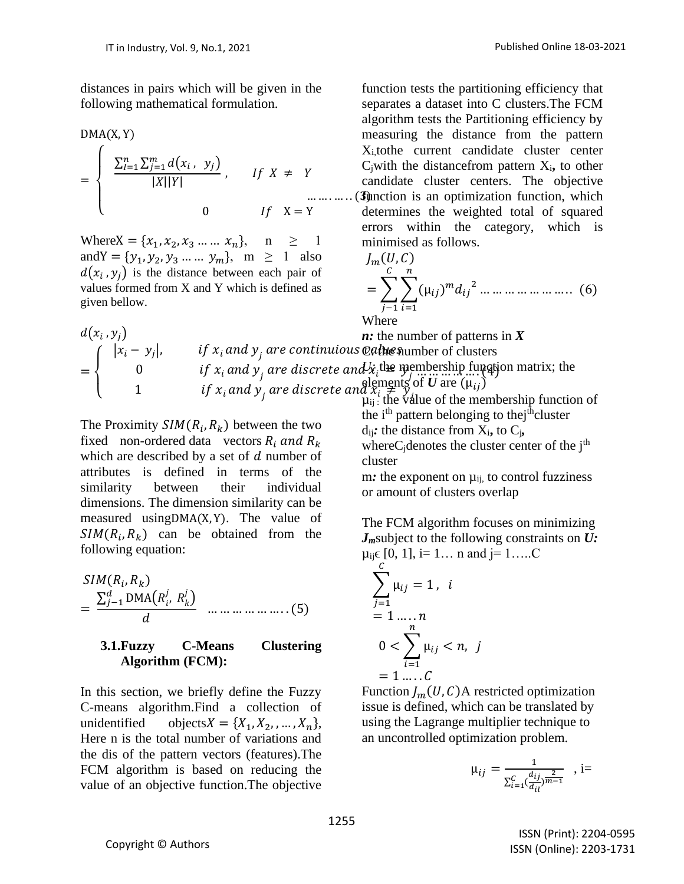distances in pairs which will be given in the following mathematical formulation.

$$\mathrm{DMA}(X, Y) = \begin{cases} \frac{\sum_{I=1}^{n}\sum_{j=1}^{m} d(x_i, y_j)}{|X||Y|}, & If\ X \neq Y \\ 0 & If\ X = Y \end{cases} \quad \ldots\ldots.\ldots..(3)$$

Where $X = \{x_1, x_2, x_3 \ldots\ldots x_n\}$, $n \geq 1$ and $Y = \{y_1, y_2, y_3 \ldots\ldots y_m\}$, $m \geq 1$ also $d(x_i, y_j)$ is the distance between each pair of values formed from X and Y which is defined as given bellow.

$$d(x_i, y_j) = \begin{cases} |x_i - y_j|, & if\ x_i\ and\ y_j\ are\ continuious\ values \\ 0 & if\ x_i\ and\ y_j\ are\ discrete\ and\ x_i = y_j \\ 1 & if\ x_i\ and\ y_j\ are\ discrete\ and\ x_i \neq y_j \end{cases} \ldots\ldots\ldots\ldots.(4)$$

The Proximity $SIM(R_i, R_k)$ between the two fixed non-ordered data vectors $R_i\ and\ R_k$ which are described by a set of $d$ number of attributes is defined in terms of the similarity between their individual dimensions. The dimension similarity can be measured using $\mathrm{DMA}(X, Y)$. The value of $SIM(R_i, R_k)$ can be obtained from the following equation:

$$SIM(R_i, R_k) = \frac{\sum_{j-1}^{d} \mathrm{DMA}(R_i^j, R_k^j)}{d} \quad \ldots\ldots\ldots\ldots\ldots..(5)$$

### 3.1.Fuzzy C-Means Clustering Algorithm (FCM):

In this section, we briefly define the Fuzzy C-means algorithm.Find a collection of unidentified objects $X = \{X_1, X_2, , \ldots, X_n\}$, Here n is the total number of variations and the dis of the pattern vectors (features).The FCM algorithm is based on reducing the value of an objective function.The objective function tests the partitioning efficiency that separates a dataset into C clusters.The FCM algorithm tests the Partitioning efficiency by measuring the distance from the pattern $X_i$,tothe current candidate cluster center $C_j$with the distancefrom pattern $X_i$**,** to other candidate cluster centers. The objective function is an optimization function, which determines the weighted total of squared errors within the category, which is minimised as follows.

$$J_m(U, C) = \sum_{j-1}^{C}\sum_{i=1}^{n} (\mu_{ij})^m d_{ij}^{\ 2} \ldots\ldots\ldots\ldots\ldots\ldots\ldots.. (6)$$

Where

***n:*** the number of patterns in ***X***

C: the number of clusters

***U:*** the membership function matrix; the elements of ***U*** are $(\mu_{ij})$

$\mu_{ij}$ : the value of the membership function of the i[th] pattern belonging to thej[th]cluster

$d_{ij}$***:*** the distance from $X_i$**,** to $C_j$**,** where$C_j$denotes the cluster center of the j[th] cluster

m***:*** the exponent on $\mu_{ij,}$ to control fuzziness or amount of clusters overlap

The FCM algorithm focuses on minimizing ***$J_m$***subject to the following constraints on ***U:*** $\mu_{ij} \in [0, 1]$, i= 1… n and j= 1…..C

$$\sum_{j=1}^{C} \mu_{ij} = 1, \ i = 1 \ldots..n$$

$$0 < \sum_{i=1}^{n} \mu_{ij} < n, \ j = 1 \ldots..C$$

Function $J_m(U, C)$A restricted optimization issue is defined, which can be translated by using the Lagrange multiplier technique to an uncontrolled optimization problem.

$$\mu_{ij} = \frac{1}{\sum_{i=1}^{C}(\frac{d_{ij}}{d_{il}})^{\frac{2}{m-1}}} \quad , \text{i=}$$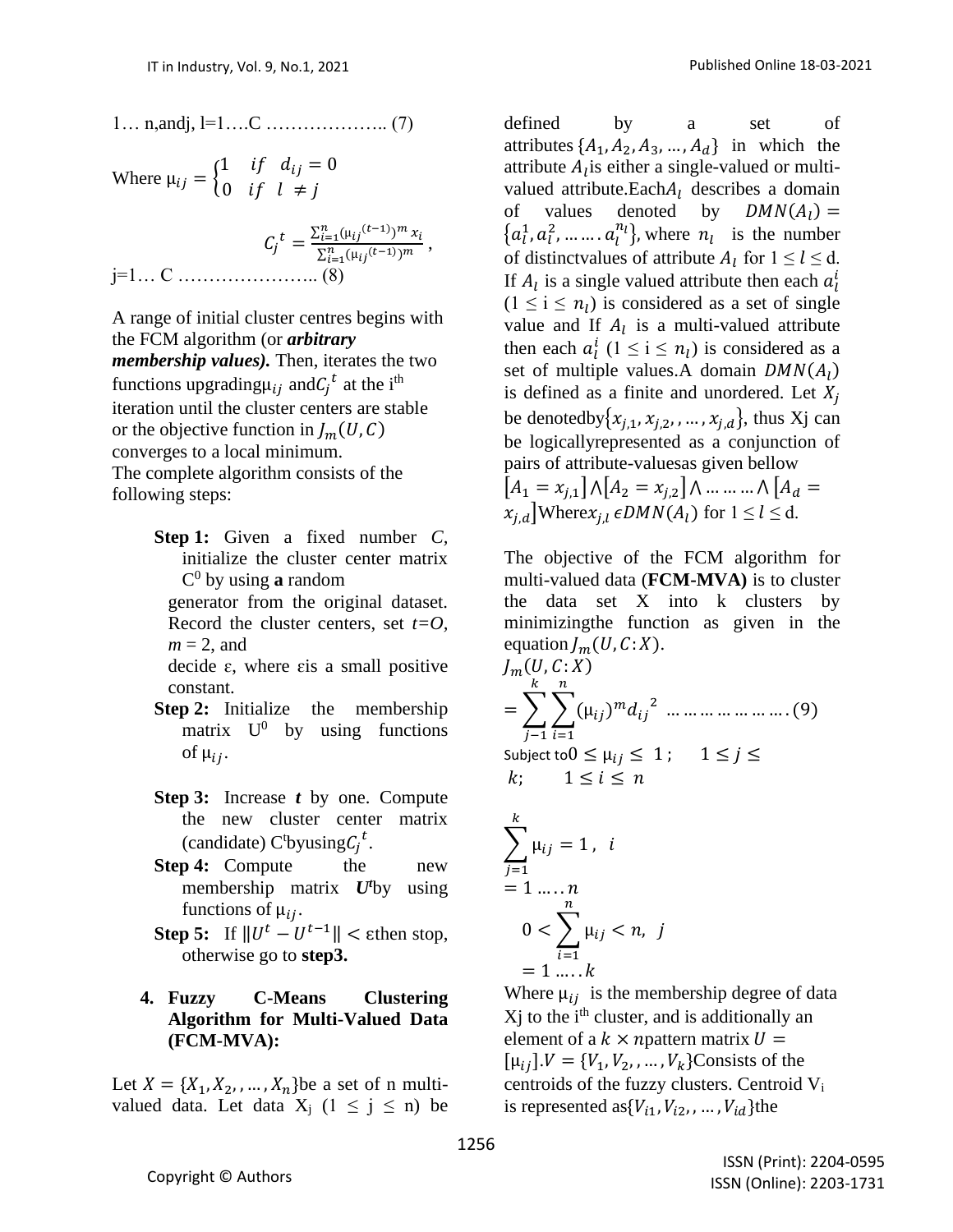1… n,andj, l=1….C ……………….. (7)

Where $\mu_{ij} = \begin{cases} 1 & if \quad d_{ij} = 0 \\ 0 & if \quad l \neq j \end{cases}$

$$C_j^{\,t} = \frac{\sum_{i=1}^{n} (\mu_{ij}{}^{(t-1)})^m x_i}{\sum_{i=1}^{n} (\mu_{ij}{}^{(t-1)})^m},$$

j=1… C ………………….. (8)

A range of initial cluster centres begins with the FCM algorithm (or ***arbitrary membership values).*** Then, iterates the two functions upgrading$\mu_{ij}$ and$C_j^{\,t}$ at the i[th] iteration until the cluster centers are stable or the objective function in $J_m(U, C)$ converges to a local minimum.
The complete algorithm consists of the following steps:

- **Step 1:** Given a fixed number *C*, initialize the cluster center matrix $C^0$ by using **a** random generator from the original dataset. Record the cluster centers, set *t=O*, *m* = 2, and decide ε, where εis a small positive constant.
- **Step 2:** Initialize the membership matrix $U^0$ by using functions of $\mu_{ij}$.
- **Step 3:** Increase ***t*** by one. Compute the new cluster center matrix (candidate) $C^t$byusing$C_j^{\,t}$.
- **Step 4:** Compute the new membership matrix $\boldsymbol{U}^t$by using functions of $\mu_{ij}$.
- **Step 5:** If $\|U^t - U^{t-1}\| < \varepsilon$then stop, otherwise go to **step3.**

## 4. Fuzzy C-Means Clustering Algorithm for Multi-Valued Data (FCM-MVA):

Let $X = \{X_1, X_2, , \ldots, X_n\}$be a set of n multi-valued data. Let data $X_j$ $(1 \leq j \leq n)$ be defined by a set of attributes $\{A_1, A_2, A_3, \ldots, A_d\}$ in which the attribute $A_l$is either a single-valued or multi-valued attribute.Each$A_l$ describes a domain of values denoted by $DMN(A_l) = \{a_l^1, a_l^2, \ldots \ldots . a_l^{n_l}\}$, where $n_l$ is the number of distinctvalues of attribute $A_l$ for $1 \leq l \leq$ d. If $A_l$ is a single valued attribute then each $a_l^i$ $(1 \leq i \leq n_l)$ is considered as a set of single value and If $A_l$ is a multi-valued attribute then each $a_l^i$ $(1 \leq i \leq n_l)$ is considered as a set of multiple values.A domain $DMN(A_l)$ is defined as a finite and unordered. Let $X_j$ be denotedby$\{x_{j,1}, x_{j,2}, , \ldots, x_{j,d}\}$, thus Xj can be logicallyrepresented as a conjunction of pairs of attribute-valuesas given bellow $[A_1 = x_{j,1}] \wedge [A_2 = x_{j,2}] \wedge \ldots \ldots \ldots \wedge [A_d = x_{j,d}]$Where$x_{j,l} \in DMN(A_l)$ for $1 \leq l \leq$ d.

The objective of the FCM algorithm for multi-valued data (**FCM-MVA)** is to cluster the data set X into k clusters by minimizingthe function as given in the equation$J_m(U, C\!:\!X)$.

$$J_m(U, C\!:\!X) = \sum_{j-1}^{k} \sum_{i=1}^{n} (\mu_{ij})^m d_{ij}{}^2 \; \ldots \ldots \ldots \ldots \ldots \ldots . (9)$$

Subject to$0 \leq \mu_{ij} \leq 1$ ; $1 \leq j \leq k$; $1 \leq i \leq n$

$$\sum_{j=1}^{k} \mu_{ij} = 1, \; i = 1 \ldots . . n$$

$$0 < \sum_{i=1}^{n} \mu_{ij} < n, \; j = 1 \ldots . . k$$

Where $\mu_{ij}$ is the membership degree of data Xj to the i[th] cluster, and is additionally an element of a $k \times n$pattern matrix $U = [\mu_{ij}]$.$V = \{V_1, V_2, , \ldots, V_k\}$Consists of the centroids of the fuzzy clusters. Centroid $V_i$ is represented as$\{V_{i1}, V_{i2}, , \ldots, V_{id}\}$the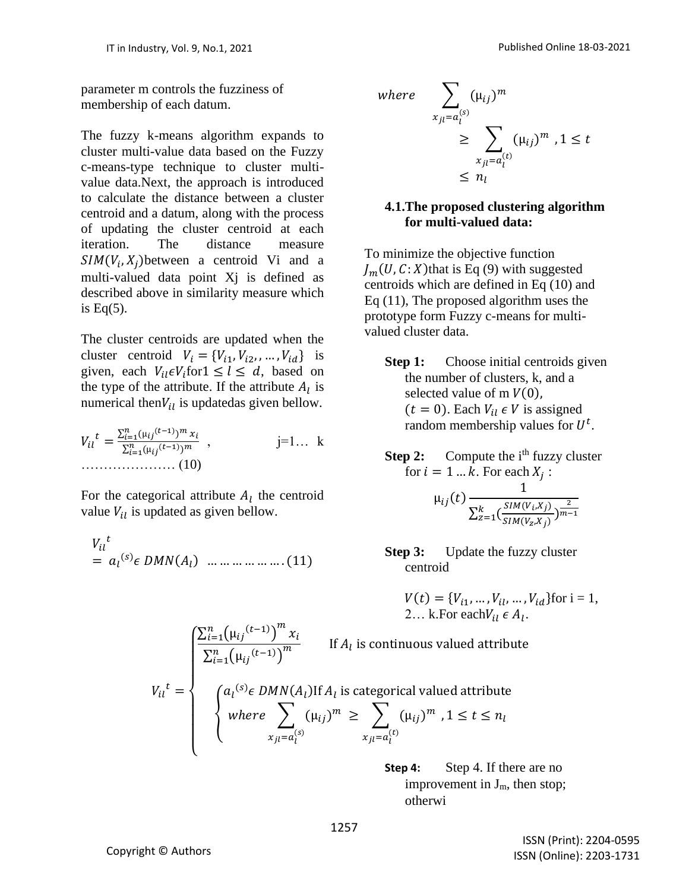parameter m controls the fuzziness of membership of each datum.

The fuzzy k-means algorithm expands to cluster multi-value data based on the Fuzzy c-means-type technique to cluster multi-value data.Next, the approach is introduced to calculate the distance between a cluster centroid and a datum, along with the process of updating the cluster centroid at each iteration. The distance measure $SIM(V_i, X_j)$between a centroid Vi and a multi-valued data point Xj is defined as described above in similarity measure which is Eq(5).

The cluster centroids are updated when the cluster centroid $V_i = \{V_{i1}, V_{i2,}, \dots, V_{id}\}$ is given, each $V_{il} \epsilon V_i$for$1 \leq l \leq d$, based on the type of the attribute. If the attribute $A_l$ is numerical then$V_{il}$ is updatedas given bellow.

$$V_{il}{}^{t} = \frac{\sum_{i=1}^{n} (\mu_{ij}{}^{(t-1)})^m x_i}{\sum_{i=1}^{n} (\mu_{ij}{}^{(t-1)})^m} \quad , \qquad j=1\dots k \qquad \dots\dots\dots\dots\dots\dots\dots (10)$$

For the categorical attribute $A_l$ the centroid value $V_{il}$ is updated as given bellow.

$$V_{il}{}^{t} = a_l{}^{(s)} \epsilon \; DMN(A_l) \quad \dots\dots\dots\dots\dots\dots (11)$$

$$where \sum_{x_{jl}=a_l^{(s)}} (\mu_{ij})^m \geq \sum_{x_{jl}=a_l^{(t)}} (\mu_{ij})^m \ , 1 \leq t \leq n_l$$

### 4.1.The proposed clustering algorithm for multi-valued data:

To minimize the objective function $J_m(U, C: X)$that is Eq (9) with suggested centroids which are defined in Eq (10) and Eq (11), The proposed algorithm uses the prototype form Fuzzy c-means for multi-valued cluster data.

**Step 1:** Choose initial centroids given the number of clusters, k, and a selected value of m $V(0)$, $(t = 0)$. Each $V_{il} \epsilon V$ is assigned random membership values for $U^t$.

**Step 2:** Compute the i[th] fuzzy cluster for $i = 1 \dots k$. For each $X_j$ :

$$\mu_{ij}(t) \frac{1}{\sum_{z=1}^{k} (\frac{SIM(V_i, X_j)}{SIM(V_z, X_j)})^{\frac{2}{m-1}}}$$

**Step 3:** Update the fuzzy cluster centroid

$V(t) = \{V_{i1}, \dots, V_{il}, \dots, V_{id}\}$for i = 1, 2… k.For each$V_{il} \epsilon A_l$.

$$V_{il}{}^{t} = \begin{cases} \dfrac{\sum_{i=1}^{n} \left(\mu_{ij}{}^{(t-1)}\right)^m x_i}{\sum_{i=1}^{n} \left(\mu_{ij}{}^{(t-1)}\right)^m} & \text{If } A_l \text{ is continuous valued attribute} \\ \begin{cases} a_l{}^{(s)} \epsilon \; DMN(A_l) \text{If } A_l \text{ is categorical valued attribute} \\ where \sum_{x_{jl}=a_l^{(s)}} (\mu_{ij})^m \geq \sum_{x_{jl}=a_l^{(t)}} (\mu_{ij})^m \ , 1 \leq t \leq n_l \end{cases} \end{cases}$$

**Step 4:** Step 4. If there are no improvement in $J_m$, then stop; otherwi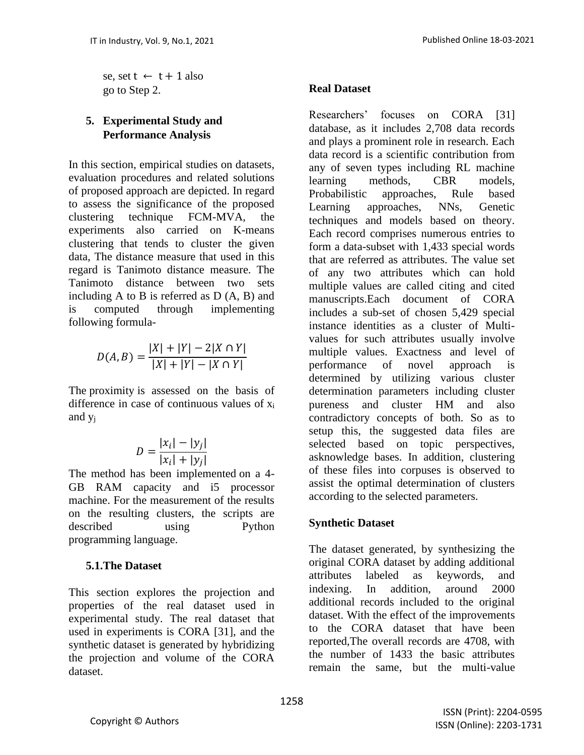se, set $t \leftarrow t+1$ also go to Step 2.

## 5. Experimental Study and Performance Analysis

In this section, empirical studies on datasets, evaluation procedures and related solutions of proposed approach are depicted. In regard to assess the significance of the proposed clustering technique FCM-MVA, the experiments also carried on K-means clustering that tends to cluster the given data, The distance measure that used in this regard is Tanimoto distance measure. The Tanimoto distance between two sets including A to B is referred as D (A, B) and is computed through implementing following formula-

$$D(A, B) = \frac{|X| + |Y| - 2|X \cap Y|}{|X| + |Y| - |X \cap Y|}$$

The proximity is assessed on the basis of difference in case of continuous values of $x_i$ and $y_j$

$$D = \frac{|x_i| - |y_j|}{|x_i| + |y_j|}$$

The method has been implemented on a 4-GB RAM capacity and i5 processor machine. For the measurement of the results on the resulting clusters, the scripts are described using Python programming language.

### 5.1. The Dataset

This section explores the projection and properties of the real dataset used in experimental study. The real dataset that used in experiments is CORA [31], and the synthetic dataset is generated by hybridizing the projection and volume of the CORA dataset.

**Real Dataset**

Researchers' focuses on CORA [31] database, as it includes 2,708 data records and plays a prominent role in research. Each data record is a scientific contribution from any of seven types including RL machine learning methods, CBR models, Probabilistic approaches, Rule based Learning approaches, NNs, Genetic techniques and models based on theory. Each record comprises numerous entries to form a data-subset with 1,433 special words that are referred as attributes. The value set of any two attributes which can hold multiple values are called citing and cited manuscripts.Each document of CORA includes a sub-set of chosen 5,429 special instance identities as a cluster of Multi-values for such attributes usually involve multiple values. Exactness and level of performance of novel approach is determined by utilizing various cluster determination parameters including cluster pureness and cluster HM and also contradictory concepts of both. So as to setup this, the suggested data files are selected based on topic perspectives, asknowledge bases. In addition, clustering of these files into corpuses is observed to assist the optimal determination of clusters according to the selected parameters.

**Synthetic Dataset**

The dataset generated, by synthesizing the original CORA dataset by adding additional attributes labeled as keywords, and indexing. In addition, around 2000 additional records included to the original dataset. With the effect of the improvements to the CORA dataset that have been reported,The overall records are 4708, with the number of 1433 the basic attributes remain the same, but the multi-value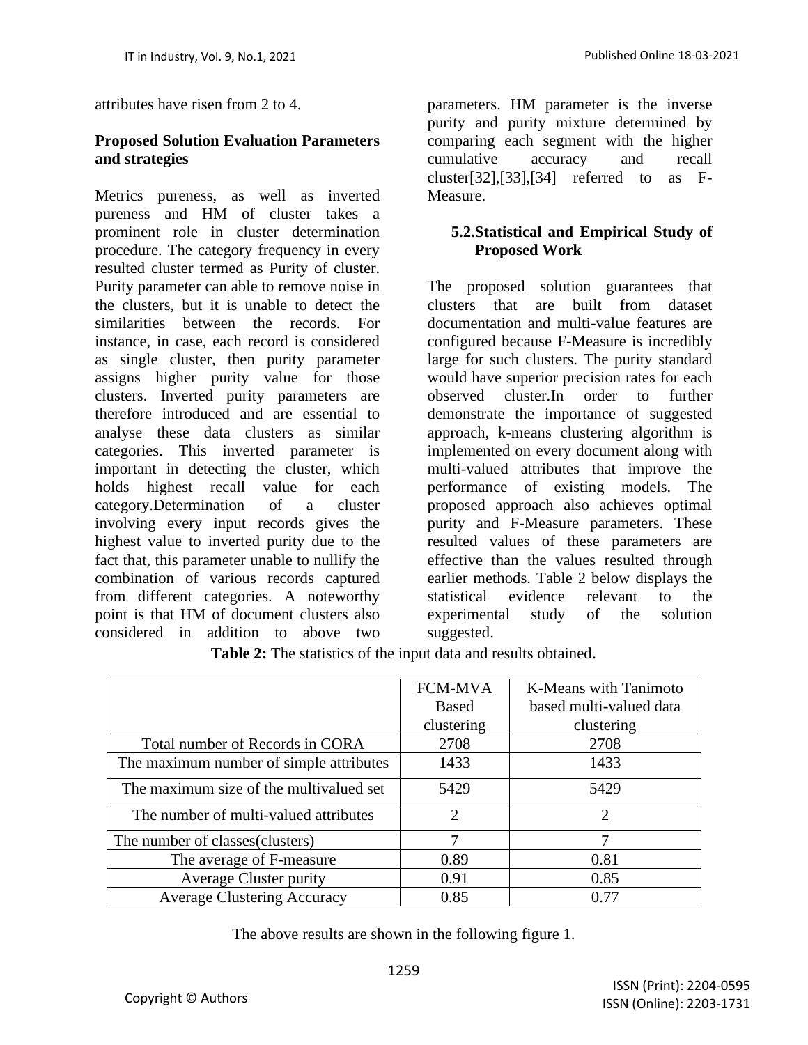attributes have risen from 2 to 4.

**Proposed Solution Evaluation Parameters and strategies**

Metrics pureness, as well as inverted pureness and HM of cluster takes a prominent role in cluster determination procedure. The category frequency in every resulted cluster termed as Purity of cluster. Purity parameter can able to remove noise in the clusters, but it is unable to detect the similarities between the records. For instance, in case, each record is considered as single cluster, then purity parameter assigns higher purity value for those clusters. Inverted purity parameters are therefore introduced and are essential to analyse these data clusters as similar categories. This inverted parameter is important in detecting the cluster, which holds highest recall value for each category.Determination of a cluster involving every input records gives the highest value to inverted purity due to the fact that, this parameter unable to nullify the combination of various records captured from different categories. A noteworthy point is that HM of document clusters also considered in addition to above two parameters. HM parameter is the inverse purity and purity mixture determined by comparing each segment with the higher cumulative accuracy and recall cluster[32],[33],[34] referred to as F-Measure.

## 5.2.Statistical and Empirical Study of Proposed Work

The proposed solution guarantees that clusters that are built from dataset documentation and multi-value features are configured because F-Measure is incredibly large for such clusters. The purity standard would have superior precision rates for each observed cluster.In order to further demonstrate the importance of suggested approach, k-means clustering algorithm is implemented on every document along with multi-valued attributes that improve the performance of existing models. The proposed approach also achieves optimal purity and F-Measure parameters. These resulted values of these parameters are effective than the values resulted through earlier methods. Table 2 below displays the statistical evidence relevant to the experimental study of the solution suggested.

**Table 2:** The statistics of the input data and results obtained.

| | FCM-MVA Based clustering | K-Means with Tanimoto based multi-valued data clustering |
|---|---|---|
| Total number of Records in CORA | 2708 | 2708 |
| The maximum number of simple attributes | 1433 | 1433 |
| The maximum size of the multivalued set | 5429 | 5429 |
| The number of multi-valued attributes | 2 | 2 |
| The number of classes(clusters) | 7 | 7 |
| The average of F-measure | 0.89 | 0.81 |
| Average Cluster purity | 0.91 | 0.85 |
| Average Clustering Accuracy | 0.85 | 0.77 |

The above results are shown in the following figure 1.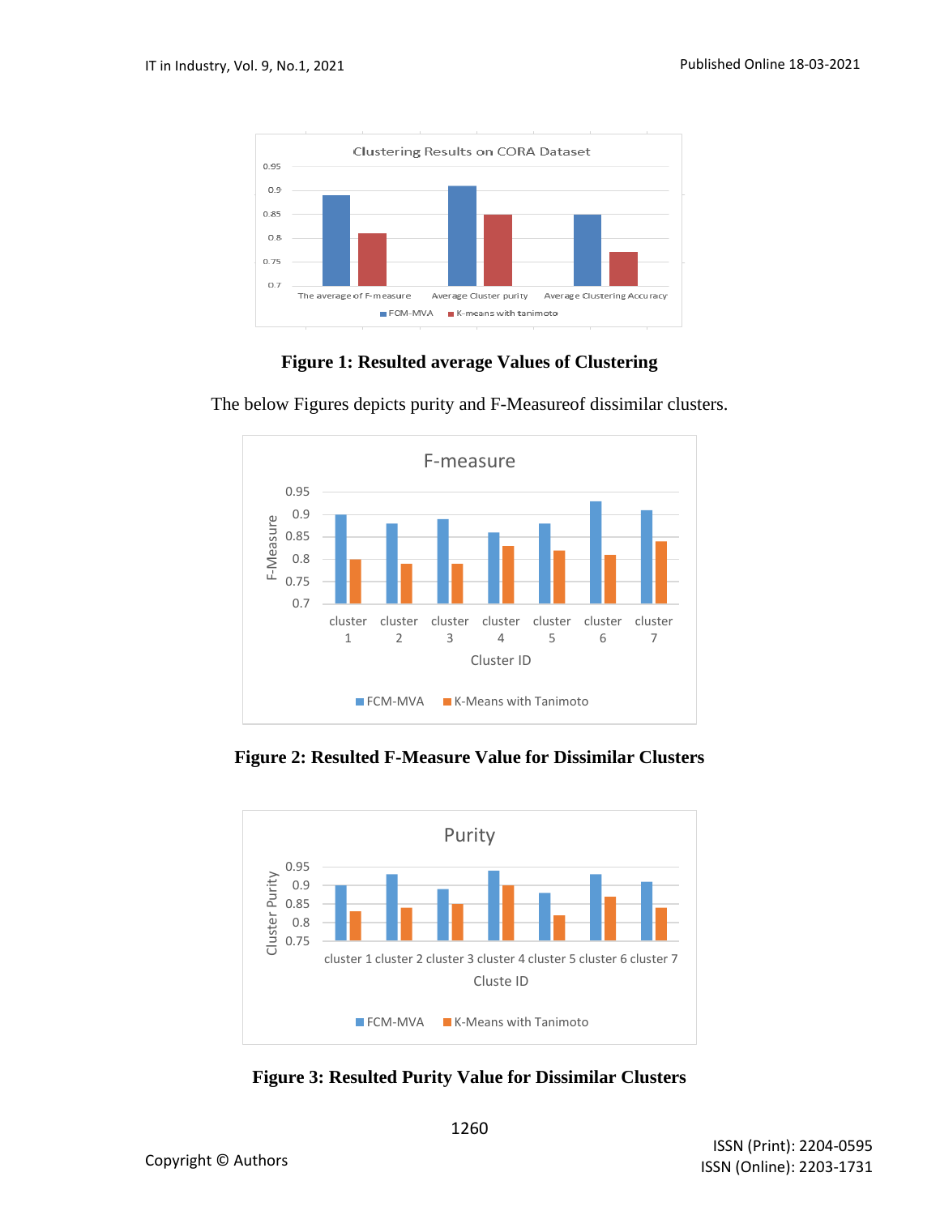Figure 1: Resulted average Values of Clustering

The below Figures depicts purity and F-Measureof dissimilar clusters.

Figure 2: Resulted F-Measure Value for Dissimilar Clusters

Figure 3: Resulted Purity Value for Dissimilar Clusters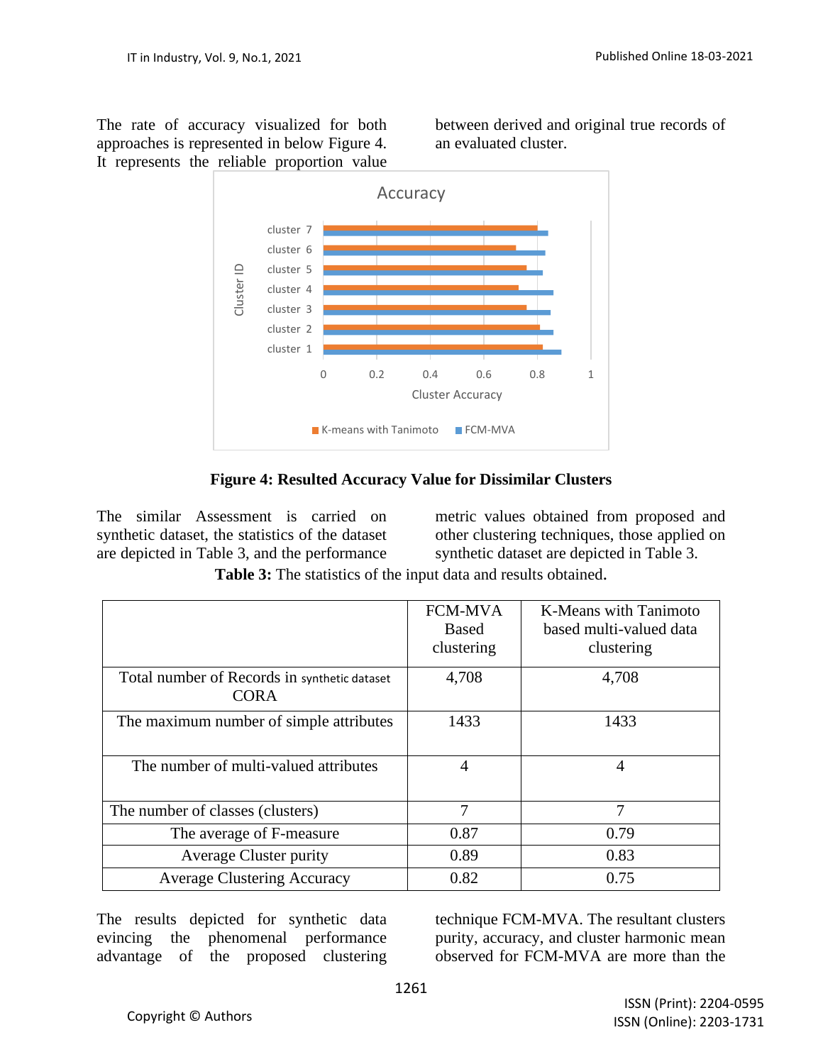The rate of accuracy visualized for both approaches is represented in below Figure 4. It represents the reliable proportion value between derived and original true records of an evaluated cluster.

**Figure 4: Resulted Accuracy Value for Dissimilar Clusters**

The similar Assessment is carried on synthetic dataset, the statistics of the dataset are depicted in Table 3, and the performance metric values obtained from proposed and other clustering techniques, those applied on synthetic dataset are depicted in Table 3.

**Table 3:** The statistics of the input data and results obtained.

| | FCM-MVA Based clustering | K-Means with Tanimoto based multi-valued data clustering |
|---|---|---|
| Total number of Records in synthetic dataset CORA | 4,708 | 4,708 |
| The maximum number of simple attributes | 1433 | 1433 |
| The number of multi-valued attributes | 4 | 4 |
| The number of classes (clusters) | 7 | 7 |
| The average of F-measure | 0.87 | 0.79 |
| Average Cluster purity | 0.89 | 0.83 |
| Average Clustering Accuracy | 0.82 | 0.75 |

The results depicted for synthetic data evincing the phenomenal performance advantage of the proposed clustering technique FCM-MVA. The resultant clusters purity, accuracy, and cluster harmonic mean observed for FCM-MVA are more than the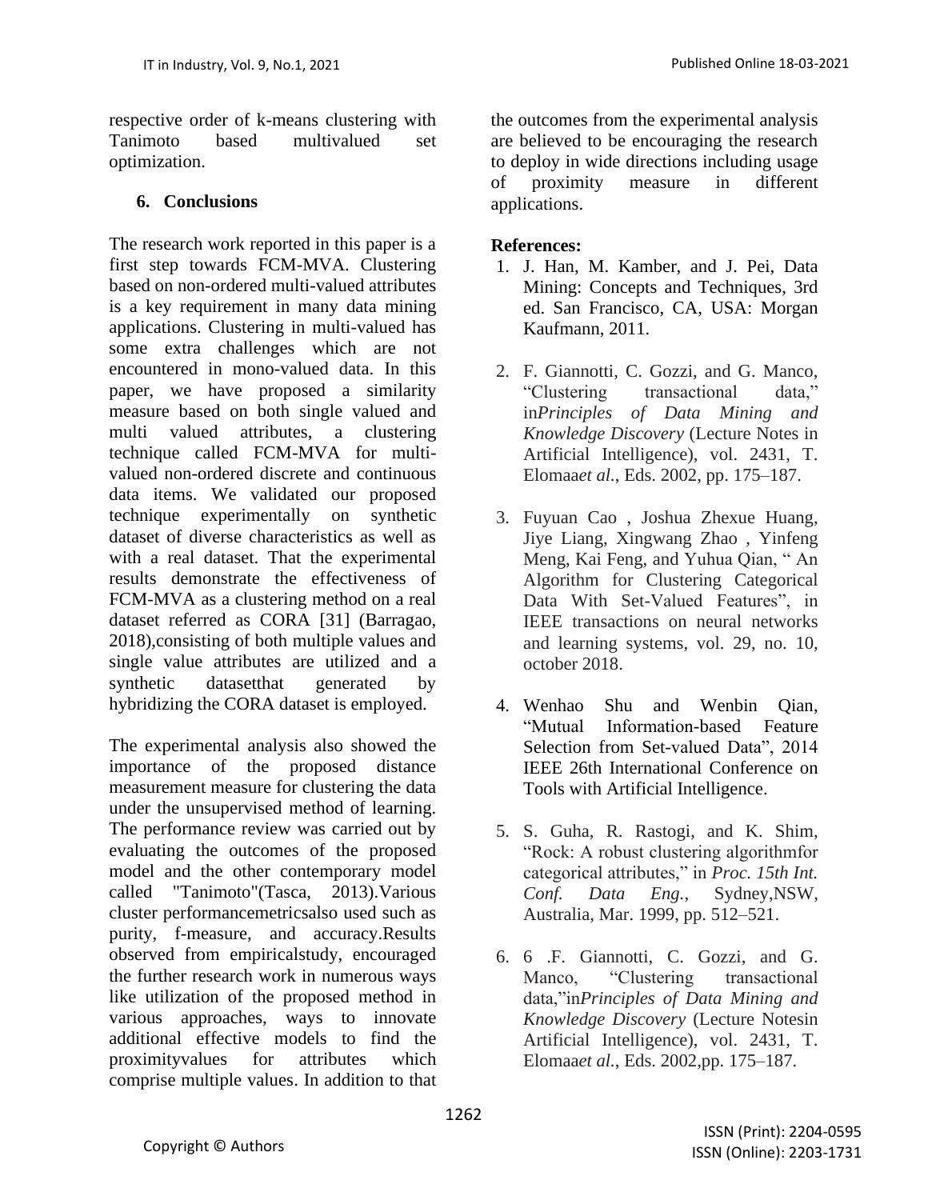respective order of k-means clustering with Tanimoto based multivalued set optimization.

## 6. Conclusions

The research work reported in this paper is a first step towards FCM-MVA. Clustering based on non-ordered multi-valued attributes is a key requirement in many data mining applications. Clustering in multi-valued has some extra challenges which are not encountered in mono-valued data. In this paper, we have proposed a similarity measure based on both single valued and multi valued attributes, a clustering technique called FCM-MVA for multi-valued non-ordered discrete and continuous data items. We validated our proposed technique experimentally on synthetic dataset of diverse characteristics as well as with a real dataset. That the experimental results demonstrate the effectiveness of FCM-MVA as a clustering method on a real dataset referred as CORA [31] (Barragao, 2018),consisting of both multiple values and single value attributes are utilized and a synthetic datasetthat generated by hybridizing the CORA dataset is employed.

The experimental analysis also showed the importance of the proposed distance measurement measure for clustering the data under the unsupervised method of learning. The performance review was carried out by evaluating the outcomes of the proposed model and the other contemporary model called "Tanimoto"(Tasca, 2013).Various cluster performancemetricsalso used such as purity, f-measure, and accuracy.Results observed from empiricalstudy, encouraged the further research work in numerous ways like utilization of the proposed method in various approaches, ways to innovate additional effective models to find the proximityvalues for attributes which comprise multiple values. In addition to that the outcomes from the experimental analysis are believed to be encouraging the research to deploy in wide directions including usage of proximity measure in different applications.

**References:**

1. J. Han, M. Kamber, and J. Pei, Data Mining: Concepts and Techniques, 3rd ed. San Francisco, CA, USA: Morgan Kaufmann, 2011.

2. F. Giannotti, C. Gozzi, and G. Manco, "Clustering transactional data," in*Principles of Data Mining and Knowledge Discovery* (Lecture Notes in Artificial Intelligence), vol. 2431, T. Elomaa*et al.*, Eds. 2002, pp. 175–187.

3. Fuyuan Cao , Joshua Zhexue Huang, Jiye Liang, Xingwang Zhao , Yinfeng Meng, Kai Feng, and Yuhua Qian, " An Algorithm for Clustering Categorical Data With Set-Valued Features", in IEEE transactions on neural networks and learning systems, vol. 29, no. 10, october 2018.

4. Wenhao Shu and Wenbin Qian, "Mutual Information-based Feature Selection from Set-valued Data", 2014 IEEE 26th International Conference on Tools with Artificial Intelligence.

5. S. Guha, R. Rastogi, and K. Shim, "Rock: A robust clustering algorithmfor categorical attributes," in *Proc. 15th Int. Conf. Data Eng.*, Sydney,NSW, Australia, Mar. 1999, pp. 512–521.

6. 6 .F. Giannotti, C. Gozzi, and G. Manco, "Clustering transactional data,"in*Principles of Data Mining and Knowledge Discovery* (Lecture Notesin Artificial Intelligence), vol. 2431, T. Elomaa*et al.*, Eds. 2002,pp. 175–187.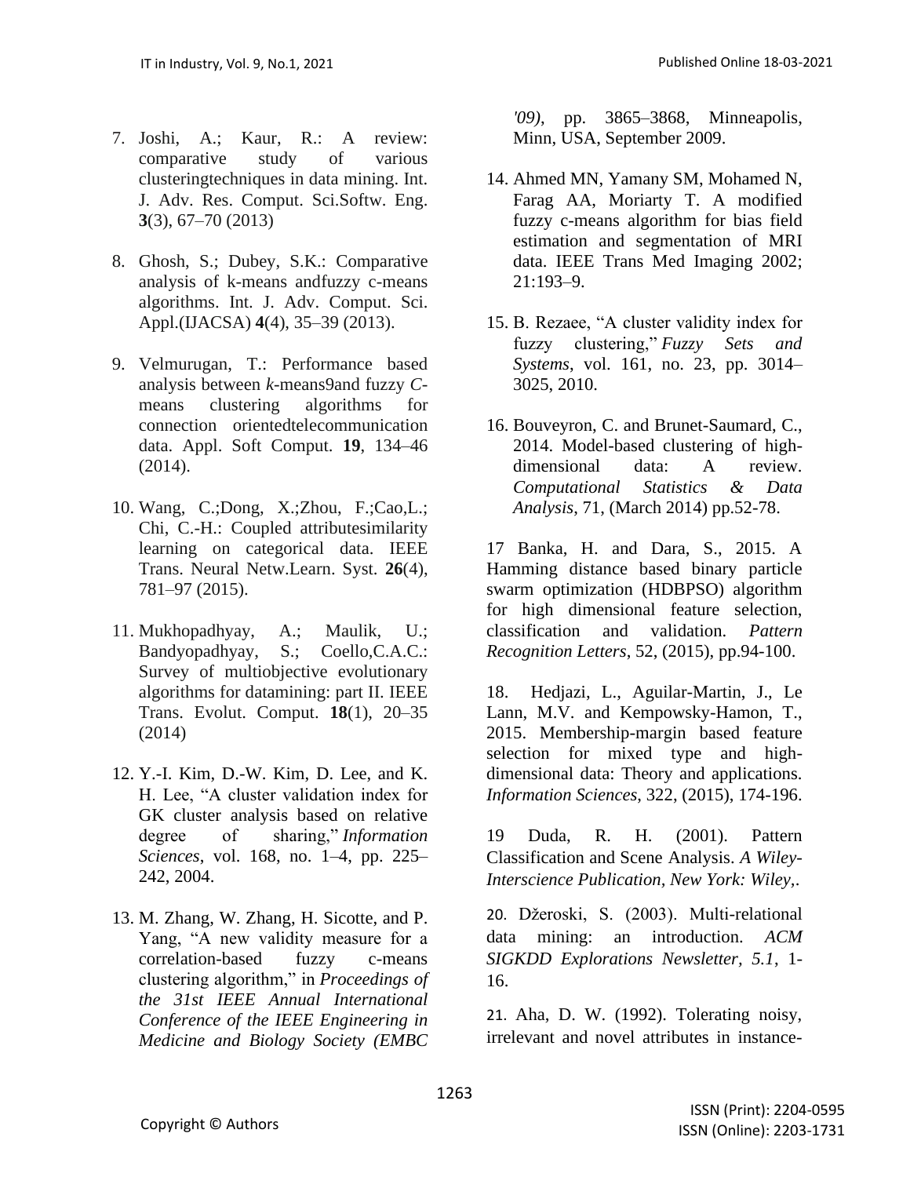7. Joshi, A.; Kaur, R.: A review: comparative study of various clusteringtechniques in data mining. Int. J. Adv. Res. Comput. Sci.Softw. Eng. **3**(3), 67–70 (2013)

8. Ghosh, S.; Dubey, S.K.: Comparative analysis of k-means andfuzzy c-means algorithms. Int. J. Adv. Comput. Sci. Appl.(IJACSA) **4**(4), 35–39 (2013).

9. Velmurugan, T.: Performance based analysis between *k*-means9and fuzzy *C*-means clustering algorithms for connection orientedtelecommunication data. Appl. Soft Comput. **19**, 134–46 (2014).

10. Wang, C.;Dong, X.;Zhou, F.;Cao,L.; Chi, C.-H.: Coupled attributesimilarity learning on categorical data. IEEE Trans. Neural Netw.Learn. Syst. **26**(4), 781–97 (2015).

11. Mukhopadhyay, A.; Maulik, U.; Bandyopadhyay, S.; Coello,C.A.C.: Survey of multiobjective evolutionary algorithms for datamining: part II. IEEE Trans. Evolut. Comput. **18**(1), 20–35 (2014)

12. Y.-I. Kim, D.-W. Kim, D. Lee, and K. H. Lee, "A cluster validation index for GK cluster analysis based on relative degree of sharing," *Information Sciences*, vol. 168, no. 1–4, pp. 225–242, 2004.

13. M. Zhang, W. Zhang, H. Sicotte, and P. Yang, "A new validity measure for a correlation-based fuzzy c-means clustering algorithm," in *Proceedings of the 31st IEEE Annual International Conference of the IEEE Engineering in Medicine and Biology Society (EMBC '09)*, pp. 3865–3868, Minneapolis, Minn, USA, September 2009.

14. Ahmed MN, Yamany SM, Mohamed N, Farag AA, Moriarty T. A modified fuzzy c-means algorithm for bias field estimation and segmentation of MRI data. IEEE Trans Med Imaging 2002; 21:193–9.

15. B. Rezaee, "A cluster validity index for fuzzy clustering," *Fuzzy Sets and Systems*, vol. 161, no. 23, pp. 3014–3025, 2010.

16. Bouveyron, C. and Brunet-Saumard, C., 2014. Model-based clustering of high-dimensional data: A review. *Computational Statistics & Data Analysis*, 71, (March 2014) pp.52-78.

17 Banka, H. and Dara, S., 2015. A Hamming distance based binary particle swarm optimization (HDBPSO) algorithm for high dimensional feature selection, classification and validation. *Pattern Recognition Letters*, 52, (2015), pp.94-100.

18. Hedjazi, L., Aguilar-Martin, J., Le Lann, M.V. and Kempowsky-Hamon, T., 2015. Membership-margin based feature selection for mixed type and high-dimensional data: Theory and applications. *Information Sciences*, 322, (2015), 174-196.

19 Duda, R. H. (2001). Pattern Classification and Scene Analysis. *A Wiley-Interscience Publication, New York: Wiley,.*

20. Džeroski, S. (2003). Multi-relational data mining: an introduction. *ACM SIGKDD Explorations Newsletter, 5.1*, 1-16.

21. Aha, D. W. (1992). Tolerating noisy, irrelevant and novel attributes in instance-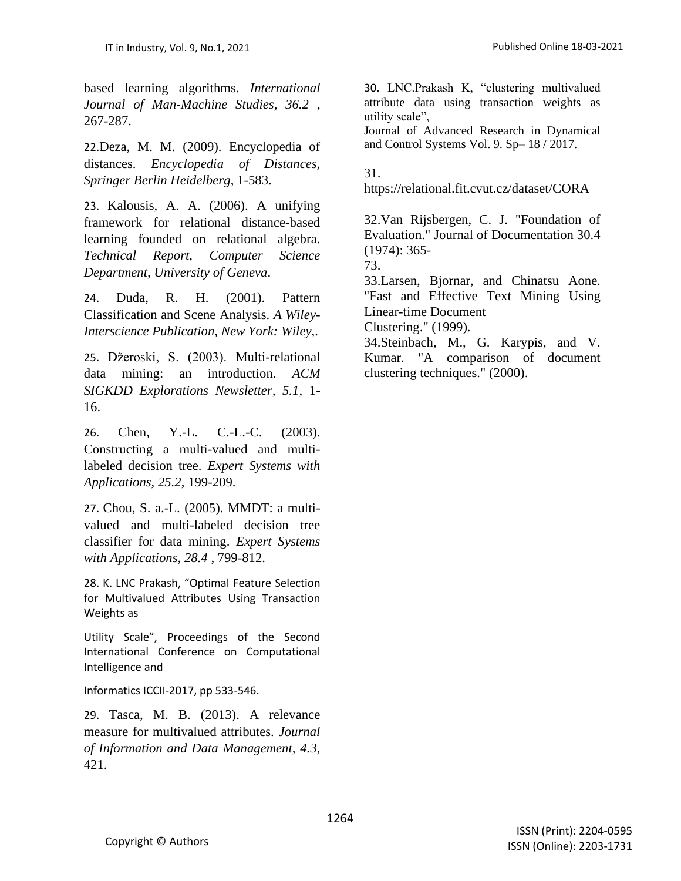based learning algorithms. *International Journal of Man-Machine Studies, 36.2* , 267-287.

22.Deza, M. M. (2009). Encyclopedia of distances. *Encyclopedia of Distances, Springer Berlin Heidelberg*, 1-583.

23. Kalousis, A. A. (2006). A unifying framework for relational distance-based learning founded on relational algebra. *Technical Report, Computer Science Department, University of Geneva*.

24. Duda, R. H. (2001). Pattern Classification and Scene Analysis. *A Wiley-Interscience Publication, New York: Wiley,*.

25. Džeroski, S. (2003). Multi-relational data mining: an introduction. *ACM SIGKDD Explorations Newsletter, 5.1*, 1-16.

26. Chen, Y.-L. C.-L.-C. (2003). Constructing a multi-valued and multi-labeled decision tree. *Expert Systems with Applications, 25.2*, 199-209.

27. Chou, S. a.-L. (2005). MMDT: a multi-valued and multi-labeled decision tree classifier for data mining. *Expert Systems with Applications, 28.4* , 799-812.

28. K. LNC Prakash, "Optimal Feature Selection for Multivalued Attributes Using Transaction Weights as Utility Scale", Proceedings of the Second International Conference on Computational Intelligence and Informatics ICCII-2017, pp 533-546.

29. Tasca, M. B. (2013). A relevance measure for multivalued attributes. *Journal of Information and Data Management, 4.3*, 421.

30. LNC.Prakash K, "clustering multivalued attribute data using transaction weights as utility scale", Journal of Advanced Research in Dynamical and Control Systems Vol. 9. Sp– 18 / 2017.

31. https://relational.fit.cvut.cz/dataset/CORA

32.Van Rijsbergen, C. J. "Foundation of Evaluation." Journal of Documentation 30.4 (1974): 365-73.

33.Larsen, Bjornar, and Chinatsu Aone. "Fast and Effective Text Mining Using Linear-time Document Clustering." (1999).

34.Steinbach, M., G. Karypis, and V. Kumar. "A comparison of document clustering techniques." (2000).